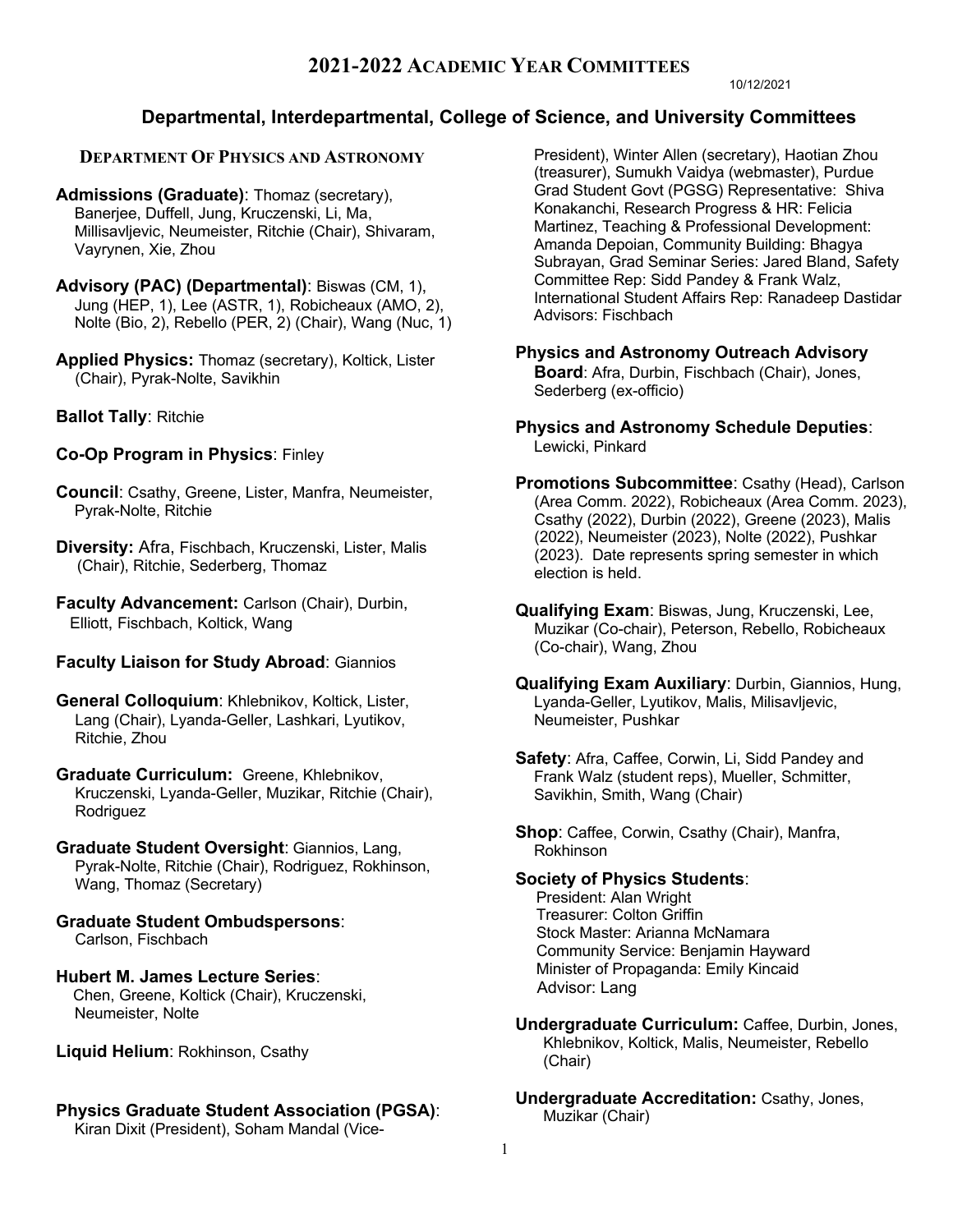# 2021-2022 Academic Year Committees

10/12/2021

## Departmental, Interdepartmental, College of Science, and University Committees

### Department Of Physics and Astronomy

**Admissions (Graduate)**: Thomaz (secretary), Banerjee, Duffell, Jung, Kruczenski, Li, Ma, Millisavljevic, Neumeister, Ritchie (Chair), Shivaram, Vayrynen, Xie, Zhou

**Advisory (PAC) (Departmental)**: Biswas (CM, 1), Jung (HEP, 1), Lee (ASTR, 1), Robicheaux (AMO, 2), Nolte (Bio, 2), Rebello (PER, 2) (Chair), Wang (Nuc, 1)

**Applied Physics:** Thomaz (secretary), Koltick, Lister (Chair), Pyrak-Nolte, Savikhin

**Ballot Tally**: Ritchie

**Co-Op Program in Physics**: Finley

**Council**: Csathy, Greene, Lister, Manfra, Neumeister, Pyrak-Nolte, Ritchie

**Diversity:** Afra, Fischbach, Kruczenski, Lister, Malis (Chair), Ritchie, Sederberg, Thomaz

**Faculty Advancement:** Carlson (Chair), Durbin, Elliott, Fischbach, Koltick, Wang

**Faculty Liaison for Study Abroad**: Giannios

**General Colloquium**: Khlebnikov, Koltick, Lister, Lang (Chair), Lyanda-Geller, Lashkari, Lyutikov, Ritchie, Zhou

**Graduate Curriculum:** Greene, Khlebnikov, Kruczenski, Lyanda-Geller, Muzikar, Ritchie (Chair), Rodriguez

**Graduate Student Oversight**: Giannios, Lang, Pyrak-Nolte, Ritchie (Chair), Rodriguez, Rokhinson, Wang, Thomaz (Secretary)

**Graduate Student Ombudspersons**: Carlson, Fischbach

**Hubert M. James Lecture Series**: Chen, Greene, Koltick (Chair), Kruczenski, Neumeister, Nolte

**Liquid Helium**: Rokhinson, Csathy

**Physics Graduate Student Association (PGSA)**: Kiran Dixit (President), Soham Mandal (Vice-President), Winter Allen (secretary), Haotian Zhou (treasurer), Sumukh Vaidya (webmaster), Purdue Grad Student Govt (PGSG) Representative: Shiva Konakanchi, Research Progress & HR: Felicia Martinez, Teaching & Professional Development: Amanda Depoian, Community Building: Bhagya Subrayan, Grad Seminar Series: Jared Bland, Safety Committee Rep: Sidd Pandey & Frank Walz, International Student Affairs Rep: Ranadeep Dastidar Advisors: Fischbach

**Physics and Astronomy Outreach Advisory Board**: Afra, Durbin, Fischbach (Chair), Jones, Sederberg (ex-officio)

**Physics and Astronomy Schedule Deputies**: Lewicki, Pinkard

**Promotions Subcommittee**: Csathy (Head), Carlson (Area Comm. 2022), Robicheaux (Area Comm. 2023), Csathy (2022), Durbin (2022), Greene (2023), Malis (2022), Neumeister (2023), Nolte (2022), Pushkar (2023). Date represents spring semester in which election is held.

**Qualifying Exam**: Biswas, Jung, Kruczenski, Lee, Muzikar (Co-chair), Peterson, Rebello, Robicheaux (Co-chair), Wang, Zhou

**Qualifying Exam Auxiliary**: Durbin, Giannios, Hung, Lyanda-Geller, Lyutikov, Malis, Milisavljevic, Neumeister, Pushkar

**Safety**: Afra, Caffee, Corwin, Li, Sidd Pandey and Frank Walz (student reps), Mueller, Schmitter, Savikhin, Smith, Wang (Chair)

**Shop**: Caffee, Corwin, Csathy (Chair), Manfra, Rokhinson

**Society of Physics Students**:
- President: Alan Wright
- Treasurer: Colton Griffin
- Stock Master: Arianna McNamara
- Community Service: Benjamin Hayward
- Minister of Propaganda: Emily Kincaid
- Advisor: Lang

**Undergraduate Curriculum:** Caffee, Durbin, Jones, Khlebnikov, Koltick, Malis, Neumeister, Rebello (Chair)

**Undergraduate Accreditation:** Csathy, Jones, Muzikar (Chair)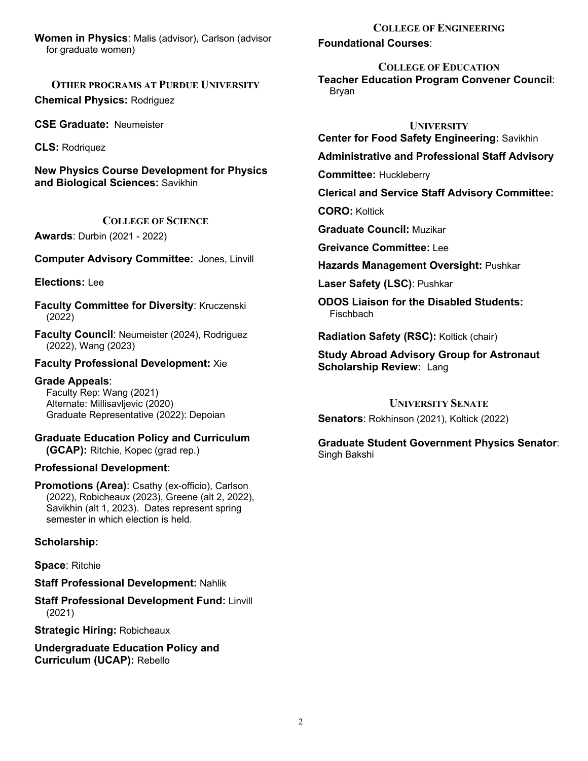**Women in Physics**: Malis (advisor), Carlson (advisor for graduate women)

### Other Programs at Purdue University

**Chemical Physics:** Rodriguez

**CSE Graduate:** Neumeister

**CLS:** Rodriquez

**New Physics Course Development for Physics and Biological Sciences:** Savikhin

### College of Science

**Awards**: Durbin (2021 - 2022)

**Computer Advisory Committee:** Jones, Linvill

**Elections:** Lee

**Faculty Committee for Diversity**: Kruczenski (2022)

**Faculty Council**: Neumeister (2024), Rodriguez (2022), Wang (2023)

**Faculty Professional Development:** Xie

**Grade Appeals**:
Faculty Rep: Wang (2021)
Alternate: Millisavljevic (2020)
Graduate Representative (2022): Depoian

**Graduate Education Policy and Curriculum (GCAP):** Ritchie, Kopec (grad rep.)

**Professional Development**:

**Promotions (Area)**: Csathy (ex-officio), Carlson (2022), Robicheaux (2023), Greene (alt 2, 2022), Savikhin (alt 1, 2023). Dates represent spring semester in which election is held.

**Scholarship:**

**Space**: Ritchie

**Staff Professional Development:** Nahlik

**Staff Professional Development Fund:** Linvill (2021)

**Strategic Hiring:** Robicheaux

**Undergraduate Education Policy and Curriculum (UCAP):** Rebello

### College of Engineering

**Foundational Courses**:

### College of Education

**Teacher Education Program Convener Council**: Bryan

### University

**Center for Food Safety Engineering:** Savikhin

**Administrative and Professional Staff Advisory Committee:** Huckleberry

**Clerical and Service Staff Advisory Committee:**

**CORO:** Koltick

**Graduate Council:** Muzikar

**Greivance Committee:** Lee

**Hazards Management Oversight:** Pushkar

**Laser Safety (LSC)**: Pushkar

**ODOS Liaison for the Disabled Students:** Fischbach

**Radiation Safety (RSC):** Koltick (chair)

**Study Abroad Advisory Group for Astronaut Scholarship Review:** Lang

### University Senate

**Senators**: Rokhinson (2021), Koltick (2022)

**Graduate Student Government Physics Senator**: Singh Bakshi